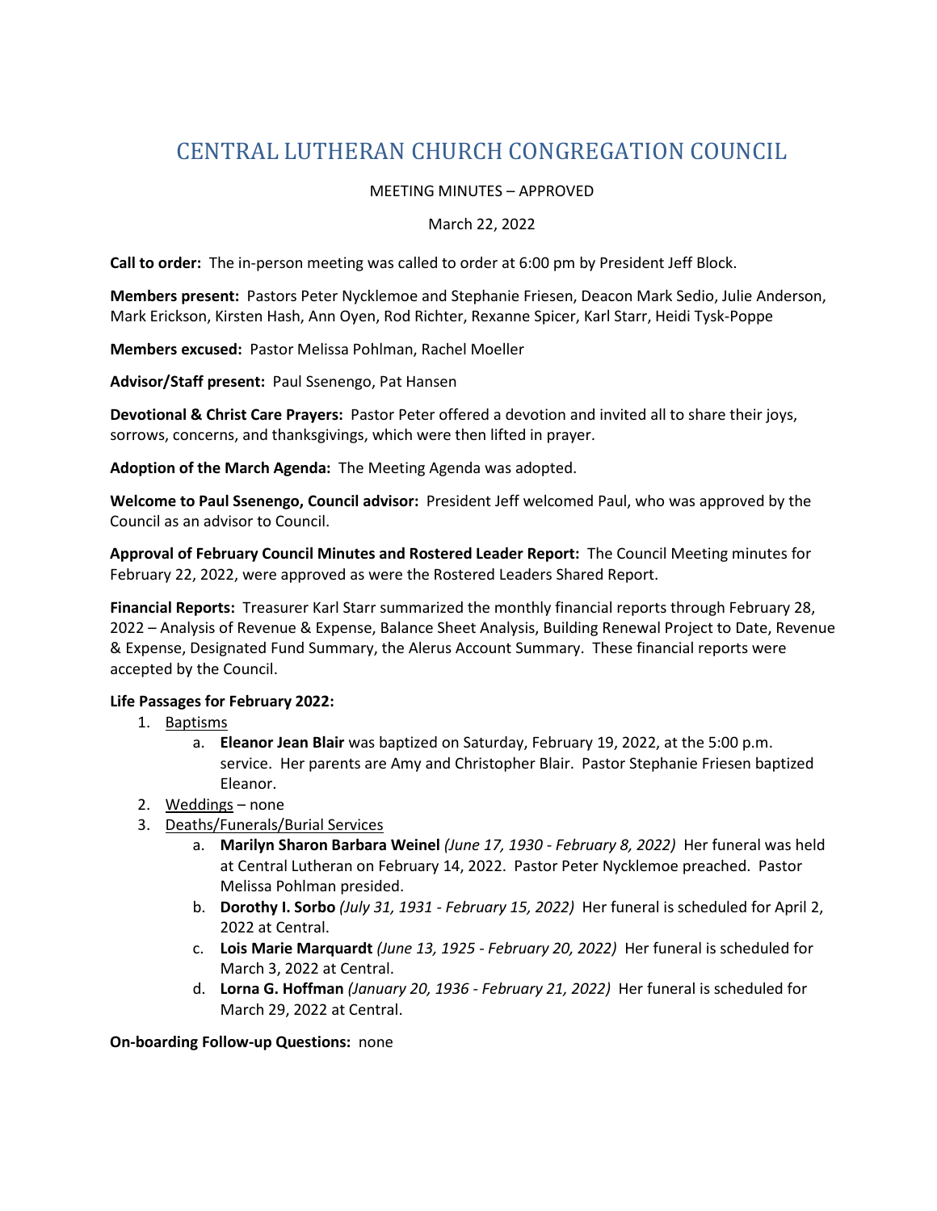# CENTRAL LUTHERAN CHURCH CONGREGATION COUNCIL

MEETING MINUTES – APPROVED

March 22, 2022

**Call to order:** The in-person meeting was called to order at 6:00 pm by President Jeff Block.

**Members present:** Pastors Peter Nycklemoe and Stephanie Friesen, Deacon Mark Sedio, Julie Anderson, Mark Erickson, Kirsten Hash, Ann Oyen, Rod Richter, Rexanne Spicer, Karl Starr, Heidi Tysk-Poppe

**Members excused:** Pastor Melissa Pohlman, Rachel Moeller

**Advisor/Staff present:** Paul Ssenengo, Pat Hansen

**Devotional & Christ Care Prayers:** Pastor Peter offered a devotion and invited all to share their joys, sorrows, concerns, and thanksgivings, which were then lifted in prayer.

**Adoption of the March Agenda:** The Meeting Agenda was adopted.

**Welcome to Paul Ssenengo, Council advisor:** President Jeff welcomed Paul, who was approved by the Council as an advisor to Council.

**Approval of February Council Minutes and Rostered Leader Report:** The Council Meeting minutes for February 22, 2022, were approved as were the Rostered Leaders Shared Report.

**Financial Reports:** Treasurer Karl Starr summarized the monthly financial reports through February 28, 2022 – Analysis of Revenue & Expense, Balance Sheet Analysis, Building Renewal Project to Date, Revenue & Expense, Designated Fund Summary, the Alerus Account Summary. These financial reports were accepted by the Council.

**Life Passages for February 2022:**

1. Baptisms
   a. **Eleanor Jean Blair** was baptized on Saturday, February 19, 2022, at the 5:00 p.m. service. Her parents are Amy and Christopher Blair. Pastor Stephanie Friesen baptized Eleanor.
2. Weddings – none
3. Deaths/Funerals/Burial Services
   a. **Marilyn Sharon Barbara Weinel** *(June 17, 1930 - February 8, 2022)* Her funeral was held at Central Lutheran on February 14, 2022. Pastor Peter Nycklemoe preached. Pastor Melissa Pohlman presided.
   b. **Dorothy I. Sorbo** *(July 31, 1931 - February 15, 2022)* Her funeral is scheduled for April 2, 2022 at Central.
   c. **Lois Marie Marquardt** *(June 13, 1925 - February 20, 2022)* Her funeral is scheduled for March 3, 2022 at Central.
   d. **Lorna G. Hoffman** *(January 20, 1936 - February 21, 2022)* Her funeral is scheduled for March 29, 2022 at Central.

**On-boarding Follow-up Questions:** none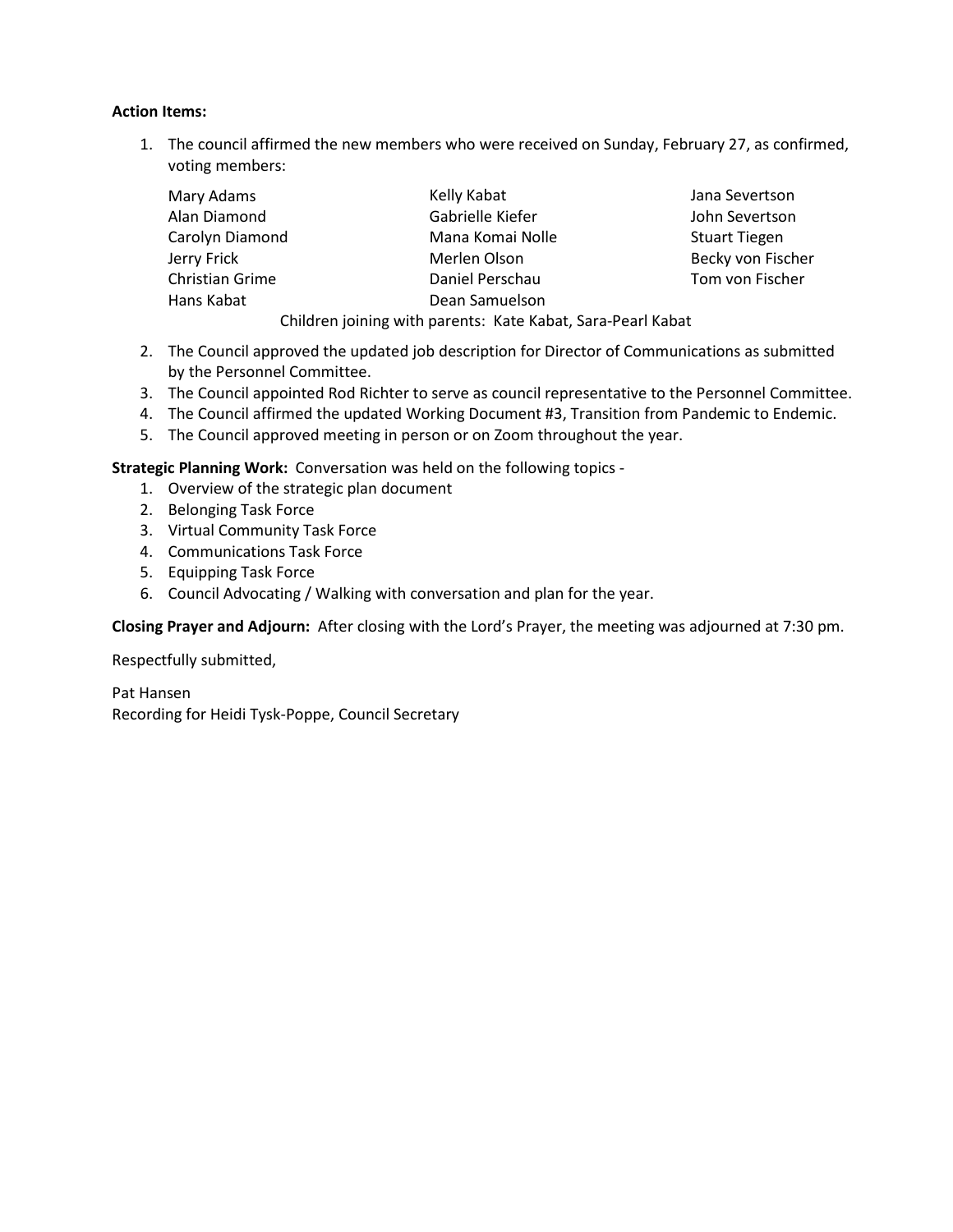**Action Items:**

1. The council affirmed the new members who were received on Sunday, February 27, as confirmed, voting members:

| | | |
|---|---|---|
| Mary Adams | Kelly Kabat | Jana Severtson |
| Alan Diamond | Gabrielle Kiefer | John Severtson |
| Carolyn Diamond | Mana Komai Nolle | Stuart Tiegen |
| Jerry Frick | Merlen Olson | Becky von Fischer |
| Christian Grime | Daniel Perschau | Tom von Fischer |
| Hans Kabat | Dean Samuelson | |

Children joining with parents: Kate Kabat, Sara-Pearl Kabat

2. The Council approved the updated job description for Director of Communications as submitted by the Personnel Committee.
3. The Council appointed Rod Richter to serve as council representative to the Personnel Committee.
4. The Council affirmed the updated Working Document #3, Transition from Pandemic to Endemic.
5. The Council approved meeting in person or on Zoom throughout the year.

**Strategic Planning Work:** Conversation was held on the following topics -

1. Overview of the strategic plan document
2. Belonging Task Force
3. Virtual Community Task Force
4. Communications Task Force
5. Equipping Task Force
6. Council Advocating / Walking with conversation and plan for the year.

**Closing Prayer and Adjourn:** After closing with the Lord's Prayer, the meeting was adjourned at 7:30 pm.

Respectfully submitted,

Pat Hansen
Recording for Heidi Tysk-Poppe, Council Secretary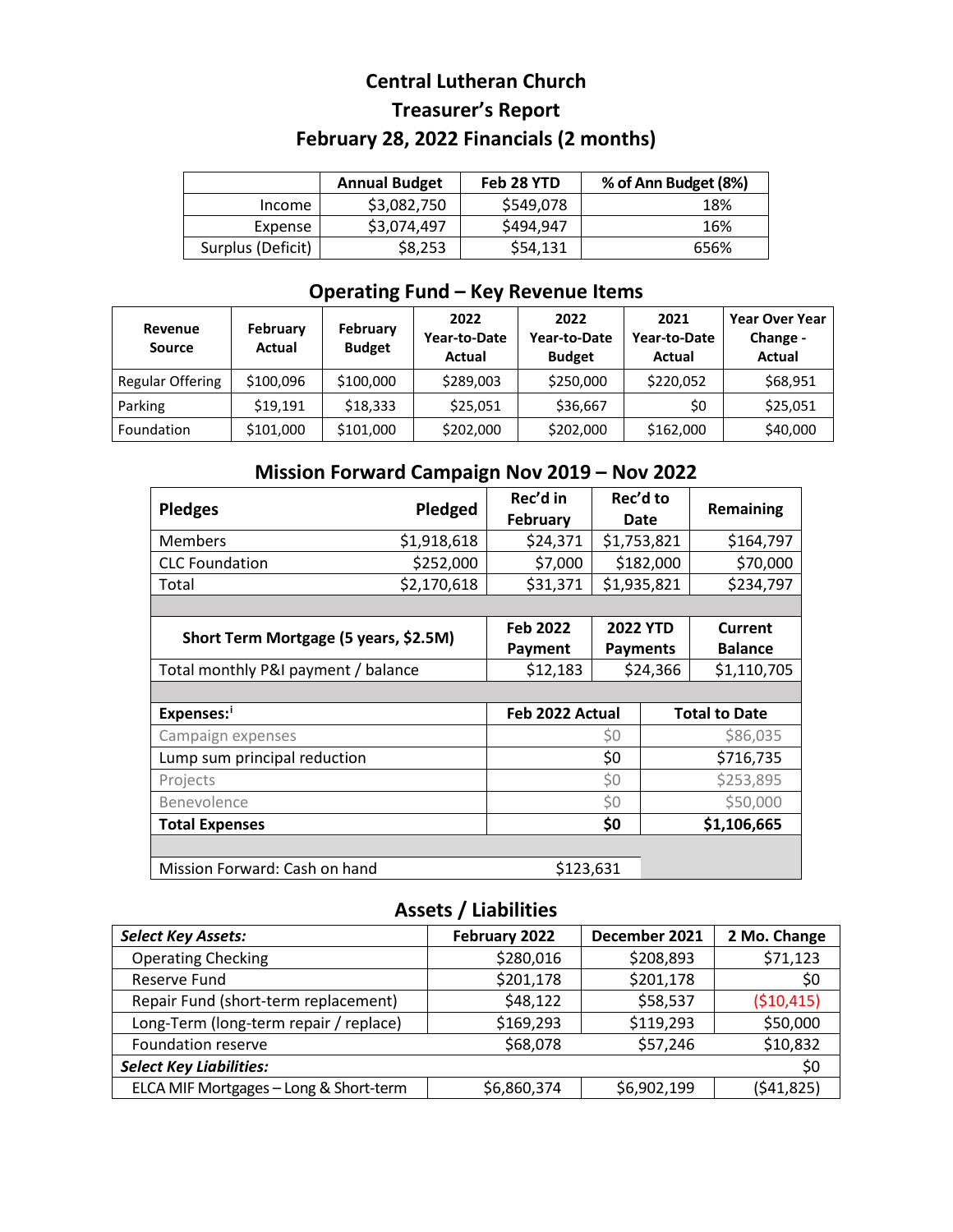# Central Lutheran Church

## Treasurer's Report

## February 28, 2022 Financials (2 months)

| | Annual Budget | Feb 28 YTD | % of Ann Budget (8%) |
|---|---|---|---|
| Income | $3,082,750 | $549,078 | 18% |
| Expense | $3,074,497 | $494,947 | 16% |
| Surplus (Deficit) | $8,253 | $54,131 | 656% |

## Operating Fund – Key Revenue Items

| Revenue Source | February Actual | February Budget | 2022 Year-to-Date Actual | 2022 Year-to-Date Budget | 2021 Year-to-Date Actual | Year Over Year Change - Actual |
|---|---|---|---|---|---|---|
| Regular Offering | $100,096 | $100,000 | $289,003 | $250,000 | $220,052 | $68,951 |
| Parking | $19,191 | $18,333 | $25,051 | $36,667 | $0 | $25,051 |
| Foundation | $101,000 | $101,000 | $202,000 | $202,000 | $162,000 | $40,000 |

## Mission Forward Campaign Nov 2019 – Nov 2022

| Pledges | Pledged | Rec'd in February | Rec'd to Date | Remaining |
|---|---|---|---|---|
| Members | $1,918,618 | $24,371 | $1,753,821 | $164,797 |
| CLC Foundation | $252,000 | $7,000 | $182,000 | $70,000 |
| Total | $2,170,618 | $31,371 | $1,935,821 | $234,797 |

| Short Term Mortgage (5 years, $2.5M) | Feb 2022 Payment | 2022 YTD Payments | Current Balance |
|---|---|---|---|
| Total monthly P&I payment / balance | $12,183 | $24,366 | $1,110,705 |

| Expenses:[i] | Feb 2022 Actual | Total to Date |
|---|---|---|
| Campaign expenses | $0 | $86,035 |
| Lump sum principal reduction | $0 | $716,735 |
| Projects | $0 | $253,895 |
| Benevolence | $0 | $50,000 |
| **Total Expenses** | **$0** | **$1,106,665** |
| Mission Forward: Cash on hand | $123,631 | |

## Assets / Liabilities

| ***Select Key Assets:*** | February 2022 | December 2021 | 2 Mo. Change |
|---|---|---|---|
| Operating Checking | $280,016 | $208,893 | $71,123 |
| Reserve Fund | $201,178 | $201,178 | $0 |
| Repair Fund (short-term replacement) | $48,122 | $58,537 | ($10,415) |
| Long-Term (long-term repair / replace) | $169,293 | $119,293 | $50,000 |
| Foundation reserve | $68,078 | $57,246 | $10,832 |
| ***Select Key Liabilities:*** | | | $0 |
| ELCA MIF Mortgages – Long & Short-term | $6,860,374 | $6,902,199 | ($41,825) |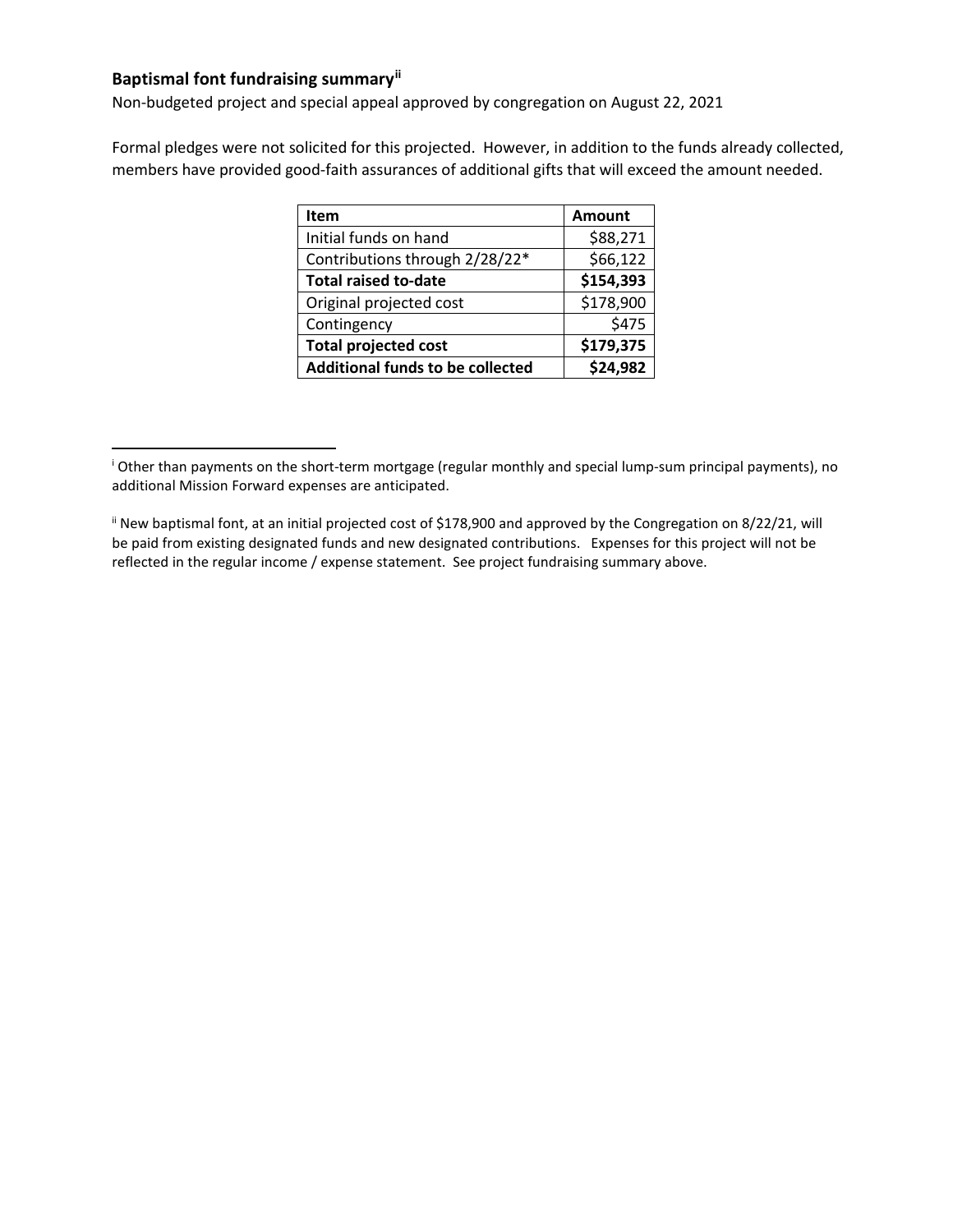### Baptismal font fundraising summary[ii]

Non-budgeted project and special appeal approved by congregation on August 22, 2021

Formal pledges were not solicited for this projected. However, in addition to the funds already collected, members have provided good-faith assurances of additional gifts that will exceed the amount needed.

| Item | Amount |
|---|---|
| Initial funds on hand | $88,271 |
| Contributions through 2/28/22* | $66,122 |
| **Total raised to-date** | **$154,393** |
| Original projected cost | $178,900 |
| Contingency | $475 |
| **Total projected cost** | **$179,375** |
| **Additional funds to be collected** | **$24,982** |

---

[i] Other than payments on the short-term mortgage (regular monthly and special lump-sum principal payments), no additional Mission Forward expenses are anticipated.

[ii] New baptismal font, at an initial projected cost of $178,900 and approved by the Congregation on 8/22/21, will be paid from existing designated funds and new designated contributions. Expenses for this project will not be reflected in the regular income / expense statement. See project fundraising summary above.